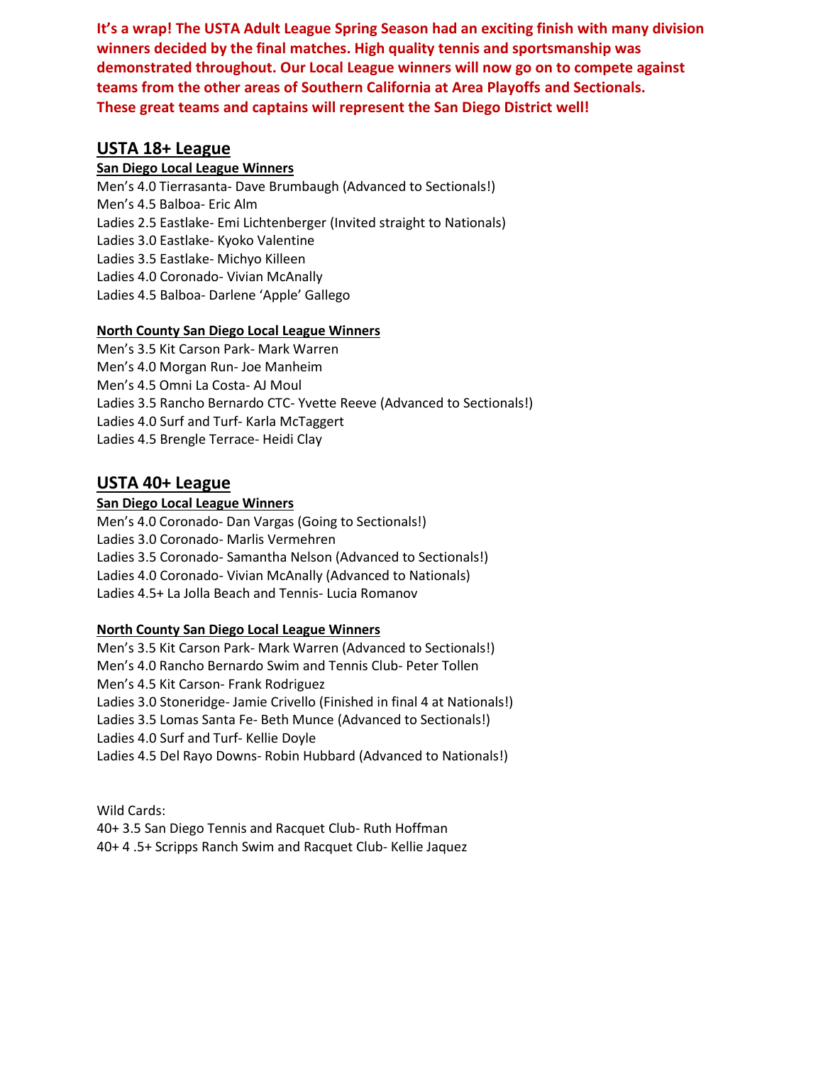**It's a wrap! The USTA Adult League Spring Season had an exciting finish with many division winners decided by the final matches. High quality tennis and sportsmanship was demonstrated throughout. Our Local League winners will now go on to compete against teams from the other areas of Southern California at Area Playoffs and Sectionals. These great teams and captains will represent the San Diego District well!**

## USTA 18+ League

### San Diego Local League Winners

Men's 4.0 Tierrasanta- Dave Brumbaugh (Advanced to Sectionals!)
Men's 4.5 Balboa- Eric Alm
Ladies 2.5 Eastlake- Emi Lichtenberger (Invited straight to Nationals)
Ladies 3.0 Eastlake- Kyoko Valentine
Ladies 3.5 Eastlake- Michyo Killeen
Ladies 4.0 Coronado- Vivian McAnally
Ladies 4.5 Balboa- Darlene 'Apple' Gallego

### North County San Diego Local League Winners

Men's 3.5 Kit Carson Park- Mark Warren
Men's 4.0 Morgan Run- Joe Manheim
Men's 4.5 Omni La Costa- AJ Moul
Ladies 3.5 Rancho Bernardo CTC- Yvette Reeve (Advanced to Sectionals!)
Ladies 4.0 Surf and Turf- Karla McTaggert
Ladies 4.5 Brengle Terrace- Heidi Clay

## USTA 40+ League

### San Diego Local League Winners

Men's 4.0 Coronado- Dan Vargas (Going to Sectionals!)
Ladies 3.0 Coronado- Marlis Vermehren
Ladies 3.5 Coronado- Samantha Nelson (Advanced to Sectionals!)
Ladies 4.0 Coronado- Vivian McAnally (Advanced to Nationals)
Ladies 4.5+ La Jolla Beach and Tennis- Lucia Romanov

### North County San Diego Local League Winners

Men's 3.5 Kit Carson Park- Mark Warren (Advanced to Sectionals!)
Men's 4.0 Rancho Bernardo Swim and Tennis Club- Peter Tollen
Men's 4.5 Kit Carson- Frank Rodriguez
Ladies 3.0 Stoneridge- Jamie Crivello (Finished in final 4 at Nationals!)
Ladies 3.5 Lomas Santa Fe- Beth Munce (Advanced to Sectionals!)
Ladies 4.0 Surf and Turf- Kellie Doyle
Ladies 4.5 Del Rayo Downs- Robin Hubbard (Advanced to Nationals!)

Wild Cards:
40+ 3.5 San Diego Tennis and Racquet Club- Ruth Hoffman
40+ 4 .5+ Scripps Ranch Swim and Racquet Club- Kellie Jaquez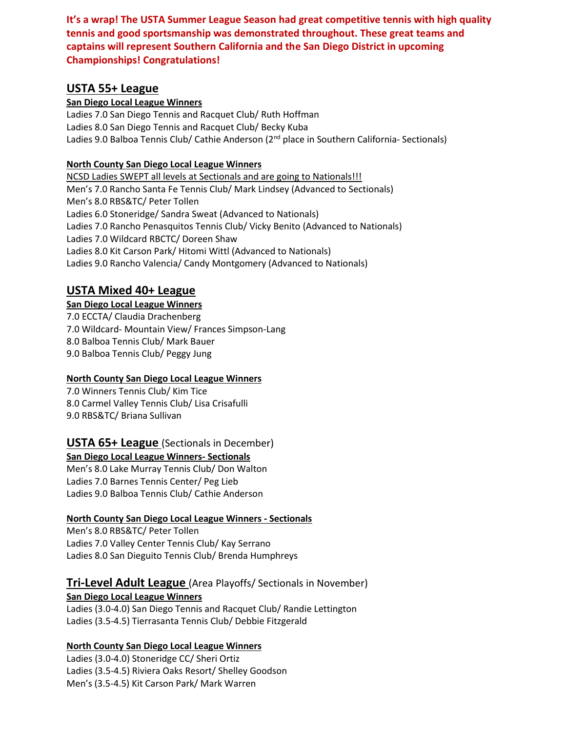**It's a wrap! The USTA Summer League Season had great competitive tennis with high quality tennis and good sportsmanship was demonstrated throughout. These great teams and captains will represent Southern California and the San Diego District in upcoming Championships! Congratulations!**

## USTA 55+ League

**San Diego Local League Winners**

Ladies 7.0 San Diego Tennis and Racquet Club/ Ruth Hoffman
Ladies 8.0 San Diego Tennis and Racquet Club/ Becky Kuba
Ladies 9.0 Balboa Tennis Club/ Cathie Anderson (2nd place in Southern California- Sectionals)

**North County San Diego Local League Winners**

NCSD Ladies SWEPT all levels at Sectionals and are going to Nationals!!!
Men's 7.0 Rancho Santa Fe Tennis Club/ Mark Lindsey (Advanced to Sectionals)
Men's 8.0 RBS&TC/ Peter Tollen
Ladies 6.0 Stoneridge/ Sandra Sweat (Advanced to Nationals)
Ladies 7.0 Rancho Penasquitos Tennis Club/ Vicky Benito (Advanced to Nationals)
Ladies 7.0 Wildcard RBCTC/ Doreen Shaw
Ladies 8.0 Kit Carson Park/ Hitomi Wittl (Advanced to Nationals)
Ladies 9.0 Rancho Valencia/ Candy Montgomery (Advanced to Nationals)

## USTA Mixed 40+ League

**San Diego Local League Winners**

7.0 ECCTA/ Claudia Drachenberg
7.0 Wildcard- Mountain View/ Frances Simpson-Lang
8.0 Balboa Tennis Club/ Mark Bauer
9.0 Balboa Tennis Club/ Peggy Jung

**North County San Diego Local League Winners**

7.0 Winners Tennis Club/ Kim Tice
8.0 Carmel Valley Tennis Club/ Lisa Crisafulli
9.0 RBS&TC/ Briana Sullivan

## USTA 65+ League (Sectionals in December)

**San Diego Local League Winners- Sectionals**

Men's 8.0 Lake Murray Tennis Club/ Don Walton
Ladies 7.0 Barnes Tennis Center/ Peg Lieb
Ladies 9.0 Balboa Tennis Club/ Cathie Anderson

**North County San Diego Local League Winners - Sectionals**

Men's 8.0 RBS&TC/ Peter Tollen
Ladies 7.0 Valley Center Tennis Club/ Kay Serrano
Ladies 8.0 San Dieguito Tennis Club/ Brenda Humphreys

## Tri-Level Adult League (Area Playoffs/ Sectionals in November)

**San Diego Local League Winners**

Ladies (3.0-4.0) San Diego Tennis and Racquet Club/ Randie Lettington
Ladies (3.5-4.5) Tierrasanta Tennis Club/ Debbie Fitzgerald

**North County San Diego Local League Winners**

Ladies (3.0-4.0) Stoneridge CC/ Sheri Ortiz
Ladies (3.5-4.5) Riviera Oaks Resort/ Shelley Goodson
Men's (3.5-4.5) Kit Carson Park/ Mark Warren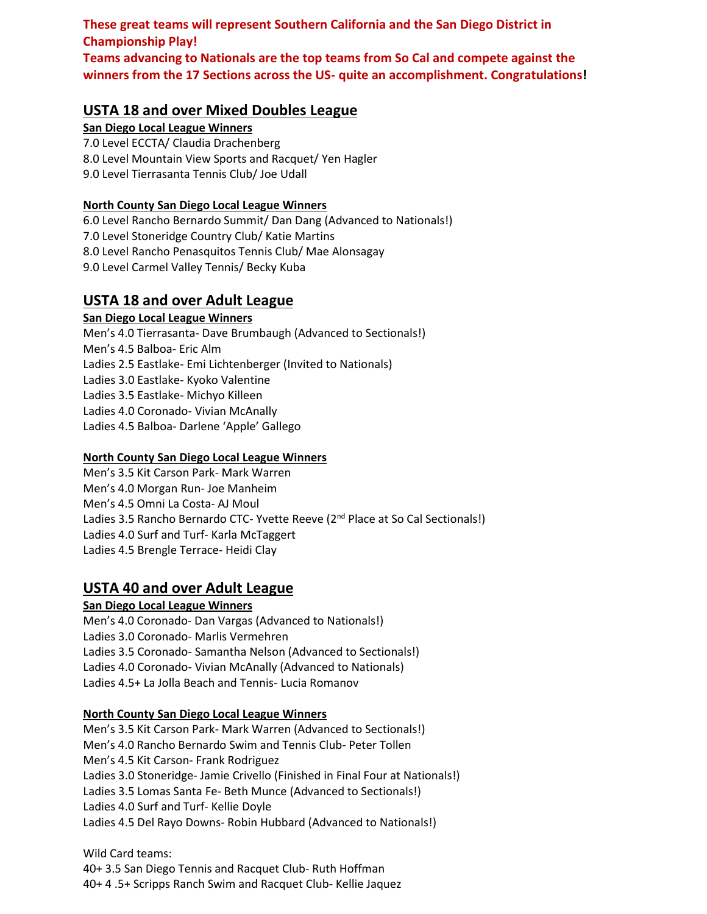**These great teams will represent Southern California and the San Diego District in Championship Play!**
**Teams advancing to Nationals are the top teams from So Cal and compete against the winners from the 17 Sections across the US- quite an accomplishment. Congratulations!**

## USTA 18 and over Mixed Doubles League

**San Diego Local League Winners**

7.0 Level ECCTA/ Claudia Drachenberg
8.0 Level Mountain View Sports and Racquet/ Yen Hagler
9.0 Level Tierrasanta Tennis Club/ Joe Udall

**North County San Diego Local League Winners**

6.0 Level Rancho Bernardo Summit/ Dan Dang (Advanced to Nationals!)
7.0 Level Stoneridge Country Club/ Katie Martins
8.0 Level Rancho Penasquitos Tennis Club/ Mae Alonsagay
9.0 Level Carmel Valley Tennis/ Becky Kuba

## USTA 18 and over Adult League

**San Diego Local League Winners**

Men's 4.0 Tierrasanta- Dave Brumbaugh (Advanced to Sectionals!)
Men's 4.5 Balboa- Eric Alm
Ladies 2.5 Eastlake- Emi Lichtenberger (Invited to Nationals)
Ladies 3.0 Eastlake- Kyoko Valentine
Ladies 3.5 Eastlake- Michyo Killeen
Ladies 4.0 Coronado- Vivian McAnally
Ladies 4.5 Balboa- Darlene 'Apple' Gallego

**North County San Diego Local League Winners**

Men's 3.5 Kit Carson Park- Mark Warren
Men's 4.0 Morgan Run- Joe Manheim
Men's 4.5 Omni La Costa- AJ Moul
Ladies 3.5 Rancho Bernardo CTC- Yvette Reeve (2nd Place at So Cal Sectionals!)
Ladies 4.0 Surf and Turf- Karla McTaggert
Ladies 4.5 Brengle Terrace- Heidi Clay

## USTA 40 and over Adult League

**San Diego Local League Winners**

Men's 4.0 Coronado- Dan Vargas (Advanced to Nationals!)
Ladies 3.0 Coronado- Marlis Vermehren
Ladies 3.5 Coronado- Samantha Nelson (Advanced to Sectionals!)
Ladies 4.0 Coronado- Vivian McAnally (Advanced to Nationals)
Ladies 4.5+ La Jolla Beach and Tennis- Lucia Romanov

**North County San Diego Local League Winners**

Men's 3.5 Kit Carson Park- Mark Warren (Advanced to Sectionals!)
Men's 4.0 Rancho Bernardo Swim and Tennis Club- Peter Tollen
Men's 4.5 Kit Carson- Frank Rodriguez
Ladies 3.0 Stoneridge- Jamie Crivello (Finished in Final Four at Nationals!)
Ladies 3.5 Lomas Santa Fe- Beth Munce (Advanced to Sectionals!)
Ladies 4.0 Surf and Turf- Kellie Doyle
Ladies 4.5 Del Rayo Downs- Robin Hubbard (Advanced to Nationals!)

Wild Card teams:
40+ 3.5 San Diego Tennis and Racquet Club- Ruth Hoffman
40+ 4 .5+ Scripps Ranch Swim and Racquet Club- Kellie Jaquez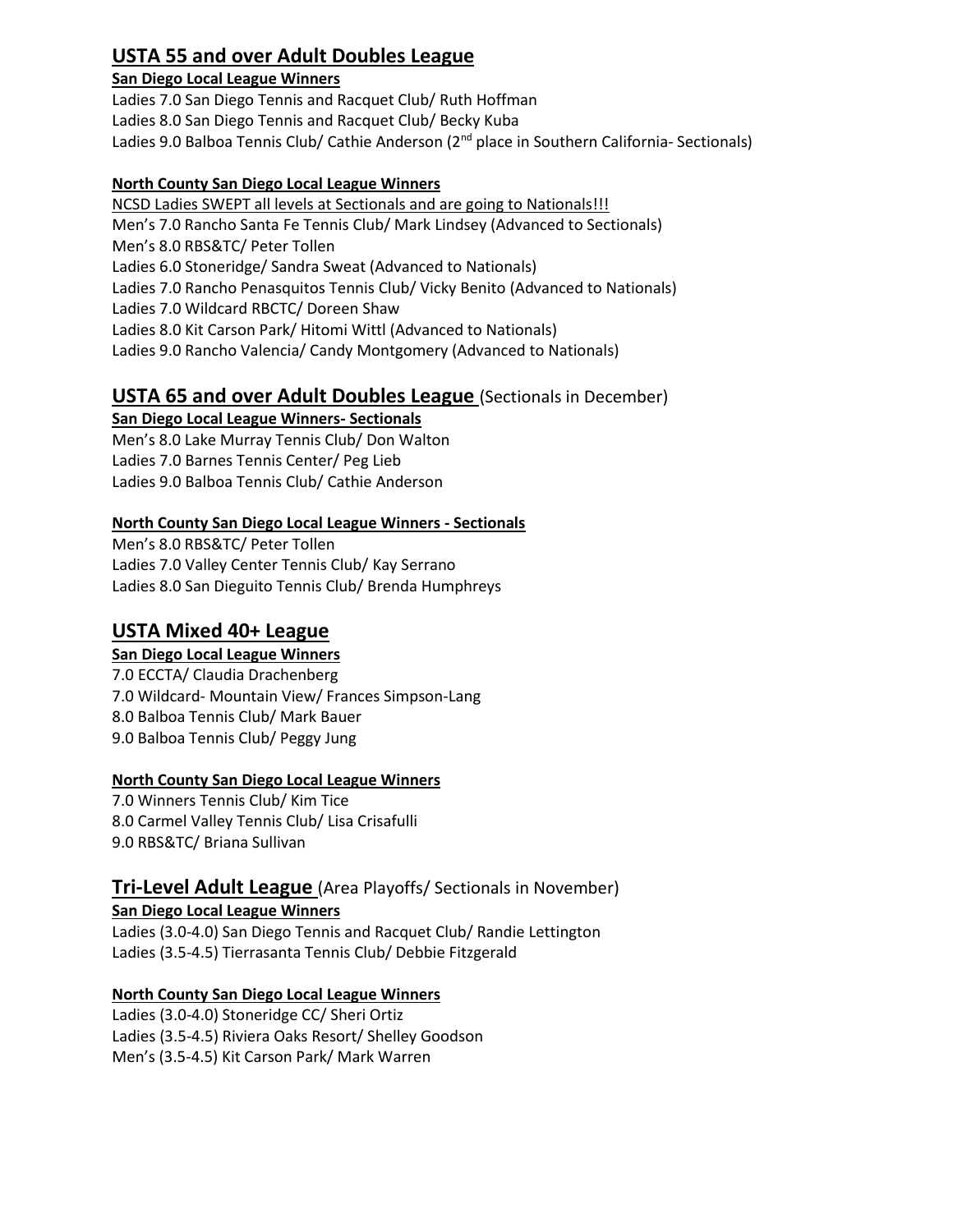## USTA 55 and over Adult Doubles League

**San Diego Local League Winners**

Ladies 7.0 San Diego Tennis and Racquet Club/ Ruth Hoffman
Ladies 8.0 San Diego Tennis and Racquet Club/ Becky Kuba
Ladies 9.0 Balboa Tennis Club/ Cathie Anderson (2nd place in Southern California- Sectionals)

**North County San Diego Local League Winners**

NCSD Ladies SWEPT all levels at Sectionals and are going to Nationals!!!
Men's 7.0 Rancho Santa Fe Tennis Club/ Mark Lindsey (Advanced to Sectionals)
Men's 8.0 RBS&TC/ Peter Tollen
Ladies 6.0 Stoneridge/ Sandra Sweat (Advanced to Nationals)
Ladies 7.0 Rancho Penasquitos Tennis Club/ Vicky Benito (Advanced to Nationals)
Ladies 7.0 Wildcard RBCTC/ Doreen Shaw
Ladies 8.0 Kit Carson Park/ Hitomi Wittl (Advanced to Nationals)
Ladies 9.0 Rancho Valencia/ Candy Montgomery (Advanced to Nationals)

## USTA 65 and over Adult Doubles League (Sectionals in December)

**San Diego Local League Winners- Sectionals**

Men's 8.0 Lake Murray Tennis Club/ Don Walton
Ladies 7.0 Barnes Tennis Center/ Peg Lieb
Ladies 9.0 Balboa Tennis Club/ Cathie Anderson

**North County San Diego Local League Winners - Sectionals**

Men's 8.0 RBS&TC/ Peter Tollen
Ladies 7.0 Valley Center Tennis Club/ Kay Serrano
Ladies 8.0 San Dieguito Tennis Club/ Brenda Humphreys

## USTA Mixed 40+ League

**San Diego Local League Winners**

7.0 ECCTA/ Claudia Drachenberg
7.0 Wildcard- Mountain View/ Frances Simpson-Lang
8.0 Balboa Tennis Club/ Mark Bauer
9.0 Balboa Tennis Club/ Peggy Jung

**North County San Diego Local League Winners**

7.0 Winners Tennis Club/ Kim Tice
8.0 Carmel Valley Tennis Club/ Lisa Crisafulli
9.0 RBS&TC/ Briana Sullivan

## Tri-Level Adult League (Area Playoffs/ Sectionals in November)

**San Diego Local League Winners**

Ladies (3.0-4.0) San Diego Tennis and Racquet Club/ Randie Lettington
Ladies (3.5-4.5) Tierrasanta Tennis Club/ Debbie Fitzgerald

**North County San Diego Local League Winners**

Ladies (3.0-4.0) Stoneridge CC/ Sheri Ortiz
Ladies (3.5-4.5) Riviera Oaks Resort/ Shelley Goodson
Men's (3.5-4.5) Kit Carson Park/ Mark Warren